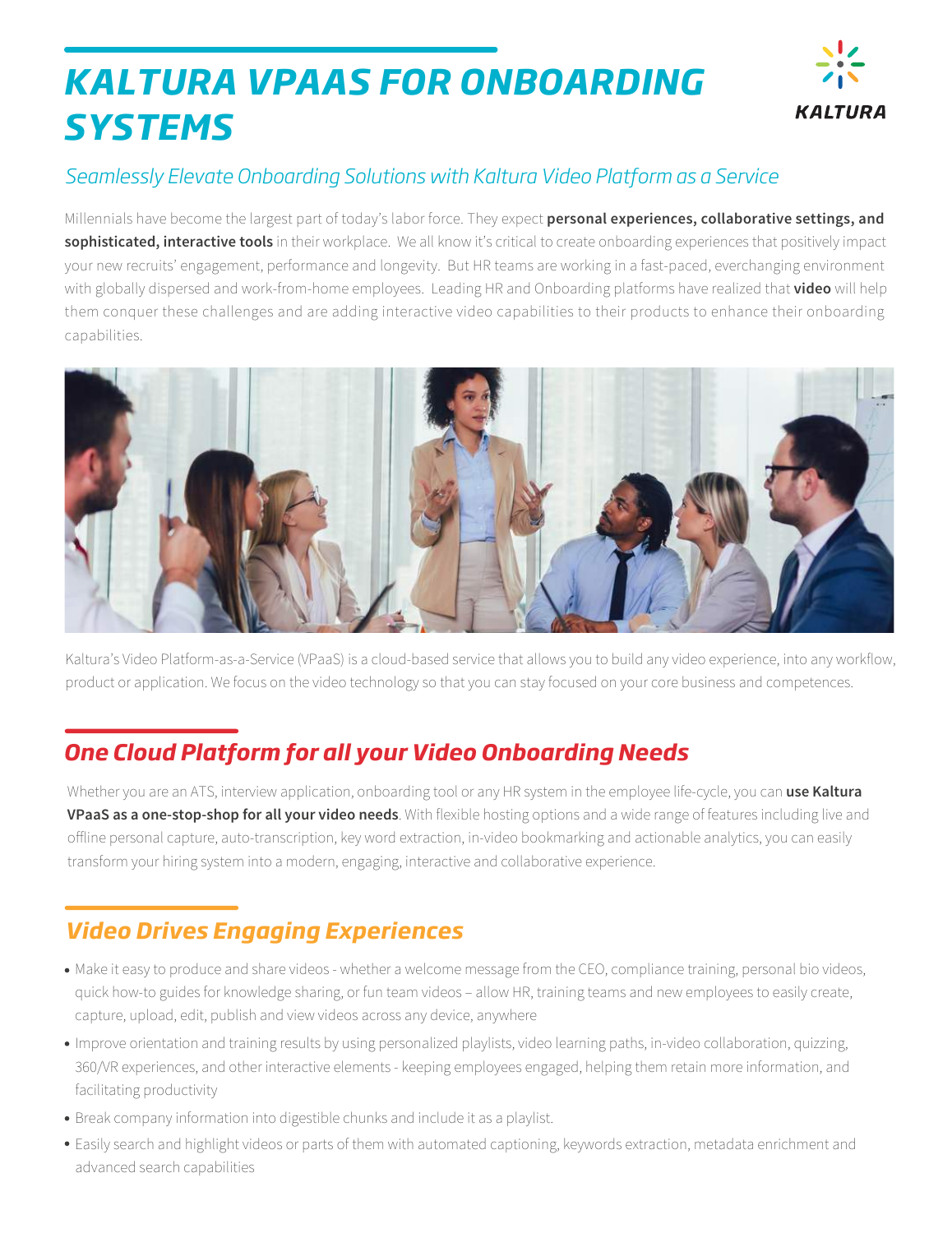# KALTURA VPAAS FOR ONBOARDING SYSTEMS

KALTURA

*Seamlessly Elevate Onboarding Solutions with Kaltura Video Platform as a Service*

Millennials have become the largest part of today's labor force. They expect **personal experiences, collaborative settings, and sophisticated, interactive tools** in their workplace. We all know it's critical to create onboarding experiences that positively impact your new recruits' engagement, performance and longevity. But HR teams are working in a fast-paced, everchanging environment with globally dispersed and work-from-home employees. Leading HR and Onboarding platforms have realized that **video** will help them conquer these challenges and are adding interactive video capabilities to their products to enhance their onboarding capabilities.

Kaltura's Video Platform-as-a-Service (VPaaS) is a cloud-based service that allows you to build any video experience, into any workflow, product or application. We focus on the video technology so that you can stay focused on your core business and competences.

## One Cloud Platform for all your Video Onboarding Needs

Whether you are an ATS, interview application, onboarding tool or any HR system in the employee life-cycle, you can **use Kaltura VPaaS as a one-stop-shop for all your video needs**. With flexible hosting options and a wide range of features including live and offline personal capture, auto-transcription, key word extraction, in-video bookmarking and actionable analytics, you can easily transform your hiring system into a modern, engaging, interactive and collaborative experience.

## Video Drives Engaging Experiences

- Make it easy to produce and share videos - whether a welcome message from the CEO, compliance training, personal bio videos, quick how-to guides for knowledge sharing, or fun team videos – allow HR, training teams and new employees to easily create, capture, upload, edit, publish and view videos across any device, anywhere
- Improve orientation and training results by using personalized playlists, video learning paths, in-video collaboration, quizzing, 360/VR experiences, and other interactive elements - keeping employees engaged, helping them retain more information, and facilitating productivity
- Break company information into digestible chunks and include it as a playlist.
- Easily search and highlight videos or parts of them with automated captioning, keywords extraction, metadata enrichment and advanced search capabilities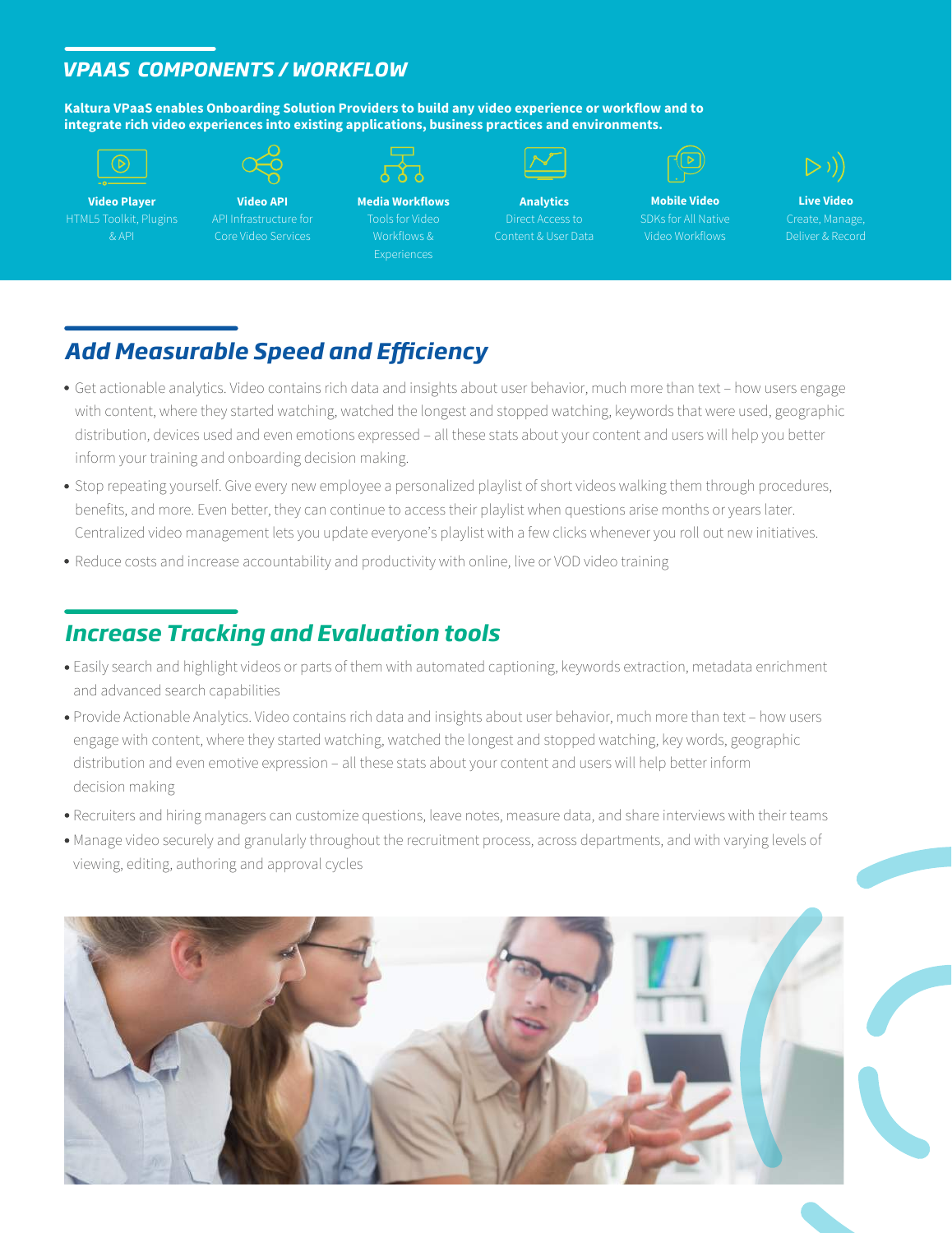## VPAAS COMPONENTS / WORKFLOW

**Kaltura VPaaS enables Onboarding Solution Providers to build any video experience or workflow and to integrate rich video experiences into existing applications, business practices and environments.**

**Video Player**
HTML5 Toolkit, Plugins & API

**Video API**
API Infrastructure for Core Video Services

**Media Workflows**
Tools for Video Workflows & Experiences

**Analytics**
Direct Access to Content & User Data

**Mobile Video**
SDKs for All Native Video Workflows

**Live Video**
Create, Manage, Deliver & Record

## Add Measurable Speed and Efficiency

- Get actionable analytics. Video contains rich data and insights about user behavior, much more than text – how users engage with content, where they started watching, watched the longest and stopped watching, keywords that were used, geographic distribution, devices used and even emotions expressed – all these stats about your content and users will help you better inform your training and onboarding decision making.
- Stop repeating yourself. Give every new employee a personalized playlist of short videos walking them through procedures, benefits, and more. Even better, they can continue to access their playlist when questions arise months or years later. Centralized video management lets you update everyone's playlist with a few clicks whenever you roll out new initiatives.
- Reduce costs and increase accountability and productivity with online, live or VOD video training

## Increase Tracking and Evaluation tools

- Easily search and highlight videos or parts of them with automated captioning, keywords extraction, metadata enrichment and advanced search capabilities
- Provide Actionable Analytics. Video contains rich data and insights about user behavior, much more than text – how users engage with content, where they started watching, watched the longest and stopped watching, key words, geographic distribution and even emotive expression – all these stats about your content and users will help better inform decision making
- Recruiters and hiring managers can customize questions, leave notes, measure data, and share interviews with their teams
- Manage video securely and granularly throughout the recruitment process, across departments, and with varying levels of viewing, editing, authoring and approval cycles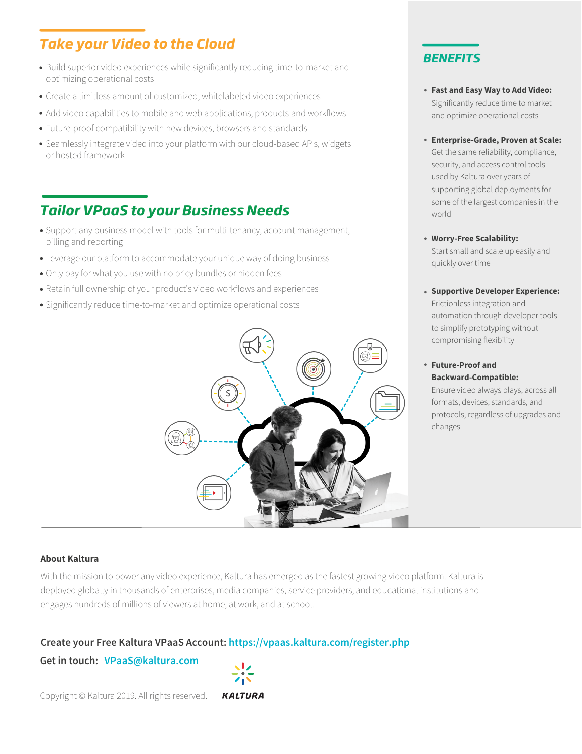## Take your Video to the Cloud

- Build superior video experiences while significantly reducing time-to-market and optimizing operational costs
- Create a limitless amount of customized, whitelabeled video experiences
- Add video capabilities to mobile and web applications, products and workflows
- Future-proof compatibility with new devices, browsers and standards
- Seamlessly integrate video into your platform with our cloud-based APIs, widgets or hosted framework

## Tailor VPaaS to your Business Needs

- Support any business model with tools for multi-tenancy, account management, billing and reporting
- Leverage our platform to accommodate your unique way of doing business
- Only pay for what you use with no pricy bundles or hidden fees
- Retain full ownership of your product's video workflows and experiences
- Significantly reduce time-to-market and optimize operational costs

## BENEFITS

- **Fast and Easy Way to Add Video:** Significantly reduce time to market and optimize operational costs
- **Enterprise-Grade, Proven at Scale:** Get the same reliability, compliance, security, and access control tools used by Kaltura over years of supporting global deployments for some of the largest companies in the world
- **Worry-Free Scalability:** Start small and scale up easily and quickly over time
- **Supportive Developer Experience:** Frictionless integration and automation through developer tools to simplify prototyping without compromising flexibility
- **Future-Proof and Backward-Compatible:** Ensure video always plays, across all formats, devices, standards, and protocols, regardless of upgrades and changes

**About Kaltura**

With the mission to power any video experience, Kaltura has emerged as the fastest growing video platform. Kaltura is deployed globally in thousands of enterprises, media companies, service providers, and educational institutions and engages hundreds of millions of viewers at home, at work, and at school.

**Create your Free Kaltura VPaaS Account:** https://vpaas.kaltura.com/register.php

**Get in touch:** VPaaS@kaltura.com

Copyright © Kaltura 2019. All rights reserved.

KALTURA